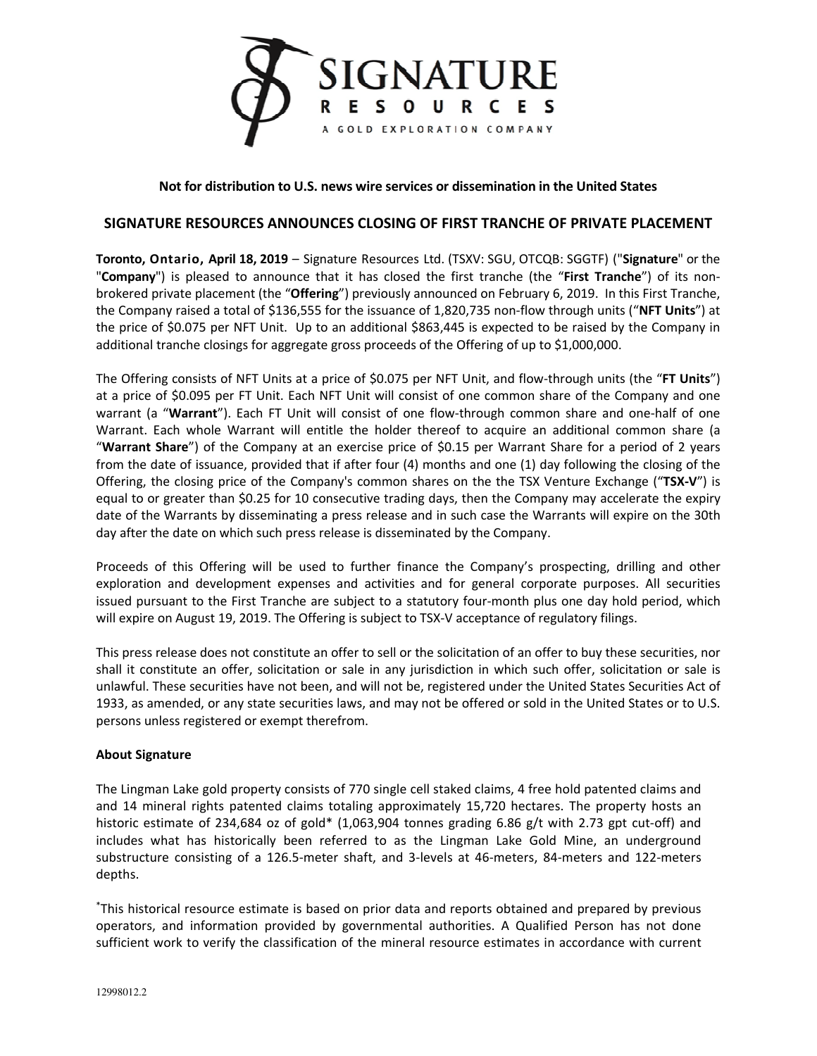**Not for distribution to U.S. news wire services or dissemination in the United States**

## SIGNATURE RESOURCES ANNOUNCES CLOSING OF FIRST TRANCHE OF PRIVATE PLACEMENT

**Toronto, Ontario, April 18, 2019** – Signature Resources Ltd. (TSXV: SGU, OTCQB: SGGTF) ("**Signature**" or the "**Company**") is pleased to announce that it has closed the first tranche (the "**First Tranche**") of its non-brokered private placement (the "**Offering**") previously announced on February 6, 2019. In this First Tranche, the Company raised a total of $136,555 for the issuance of 1,820,735 non-flow through units ("**NFT Units**") at the price of $0.075 per NFT Unit. Up to an additional $863,445 is expected to be raised by the Company in additional tranche closings for aggregate gross proceeds of the Offering of up to $1,000,000.

The Offering consists of NFT Units at a price of $0.075 per NFT Unit, and flow-through units (the "**FT Units**") at a price of $0.095 per FT Unit. Each NFT Unit will consist of one common share of the Company and one warrant (a "**Warrant**"). Each FT Unit will consist of one flow-through common share and one-half of one Warrant. Each whole Warrant will entitle the holder thereof to acquire an additional common share (a "**Warrant Share**") of the Company at an exercise price of $0.15 per Warrant Share for a period of 2 years from the date of issuance, provided that if after four (4) months and one (1) day following the closing of the Offering, the closing price of the Company's common shares on the the TSX Venture Exchange ("**TSX-V**") is equal to or greater than $0.25 for 10 consecutive trading days, then the Company may accelerate the expiry date of the Warrants by disseminating a press release and in such case the Warrants will expire on the 30th day after the date on which such press release is disseminated by the Company.

Proceeds of this Offering will be used to further finance the Company's prospecting, drilling and other exploration and development expenses and activities and for general corporate purposes. All securities issued pursuant to the First Tranche are subject to a statutory four-month plus one day hold period, which will expire on August 19, 2019. The Offering is subject to TSX-V acceptance of regulatory filings.

This press release does not constitute an offer to sell or the solicitation of an offer to buy these securities, nor shall it constitute an offer, solicitation or sale in any jurisdiction in which such offer, solicitation or sale is unlawful. These securities have not been, and will not be, registered under the United States Securities Act of 1933, as amended, or any state securities laws, and may not be offered or sold in the United States or to U.S. persons unless registered or exempt therefrom.

**About Signature**

The Lingman Lake gold property consists of 770 single cell staked claims, 4 free hold patented claims and and 14 mineral rights patented claims totaling approximately 15,720 hectares. The property hosts an historic estimate of 234,684 oz of gold* (1,063,904 tonnes grading 6.86 g/t with 2.73 gpt cut-off) and includes what has historically been referred to as the Lingman Lake Gold Mine, an underground substructure consisting of a 126.5-meter shaft, and 3-levels at 46-meters, 84-meters and 122-meters depths.

*This historical resource estimate is based on prior data and reports obtained and prepared by previous operators, and information provided by governmental authorities. A Qualified Person has not done sufficient work to verify the classification of the mineral resource estimates in accordance with current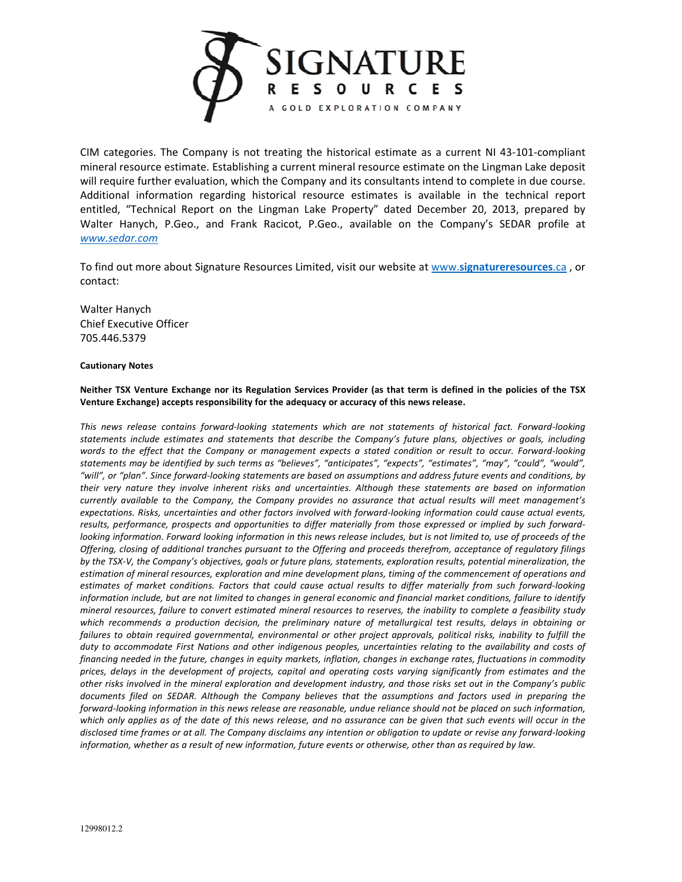CIM categories. The Company is not treating the historical estimate as a current NI 43-101-compliant mineral resource estimate. Establishing a current mineral resource estimate on the Lingman Lake deposit will require further evaluation, which the Company and its consultants intend to complete in due course. Additional information regarding historical resource estimates is available in the technical report entitled, "Technical Report on the Lingman Lake Property" dated December 20, 2013, prepared by Walter Hanych, P.Geo., and Frank Racicot, P.Geo., available on the Company's SEDAR profile at [www.sedar.com](www.sedar.com)

To find out more about Signature Resources Limited, visit our website at [www.**signatureresources**.ca](www.signatureresources.ca) , or contact:

Walter Hanych
Chief Executive Officer
705.446.5379

**Cautionary Notes**

**Neither TSX Venture Exchange nor its Regulation Services Provider (as that term is defined in the policies of the TSX Venture Exchange) accepts responsibility for the adequacy or accuracy of this news release.**

*This news release contains forward-looking statements which are not statements of historical fact. Forward-looking statements include estimates and statements that describe the Company's future plans, objectives or goals, including words to the effect that the Company or management expects a stated condition or result to occur. Forward-looking statements may be identified by such terms as "believes", "anticipates", "expects", "estimates", "may", "could", "would", "will", or "plan". Since forward-looking statements are based on assumptions and address future events and conditions, by their very nature they involve inherent risks and uncertainties. Although these statements are based on information currently available to the Company, the Company provides no assurance that actual results will meet management's expectations. Risks, uncertainties and other factors involved with forward-looking information could cause actual events, results, performance, prospects and opportunities to differ materially from those expressed or implied by such forward-looking information. Forward looking information in this news release includes, but is not limited to, use of proceeds of the Offering, closing of additional tranches pursuant to the Offering and proceeds therefrom, acceptance of regulatory filings by the TSX-V, the Company's objectives, goals or future plans, statements, exploration results, potential mineralization, the estimation of mineral resources, exploration and mine development plans, timing of the commencement of operations and estimates of market conditions. Factors that could cause actual results to differ materially from such forward-looking information include, but are not limited to changes in general economic and financial market conditions, failure to identify mineral resources, failure to convert estimated mineral resources to reserves, the inability to complete a feasibility study which recommends a production decision, the preliminary nature of metallurgical test results, delays in obtaining or failures to obtain required governmental, environmental or other project approvals, political risks, inability to fulfill the duty to accommodate First Nations and other indigenous peoples, uncertainties relating to the availability and costs of financing needed in the future, changes in equity markets, inflation, changes in exchange rates, fluctuations in commodity prices, delays in the development of projects, capital and operating costs varying significantly from estimates and the other risks involved in the mineral exploration and development industry, and those risks set out in the Company's public documents filed on SEDAR. Although the Company believes that the assumptions and factors used in preparing the forward-looking information in this news release are reasonable, undue reliance should not be placed on such information, which only applies as of the date of this news release, and no assurance can be given that such events will occur in the disclosed time frames or at all. The Company disclaims any intention or obligation to update or revise any forward-looking information, whether as a result of new information, future events or otherwise, other than as required by law.*

12998012.2